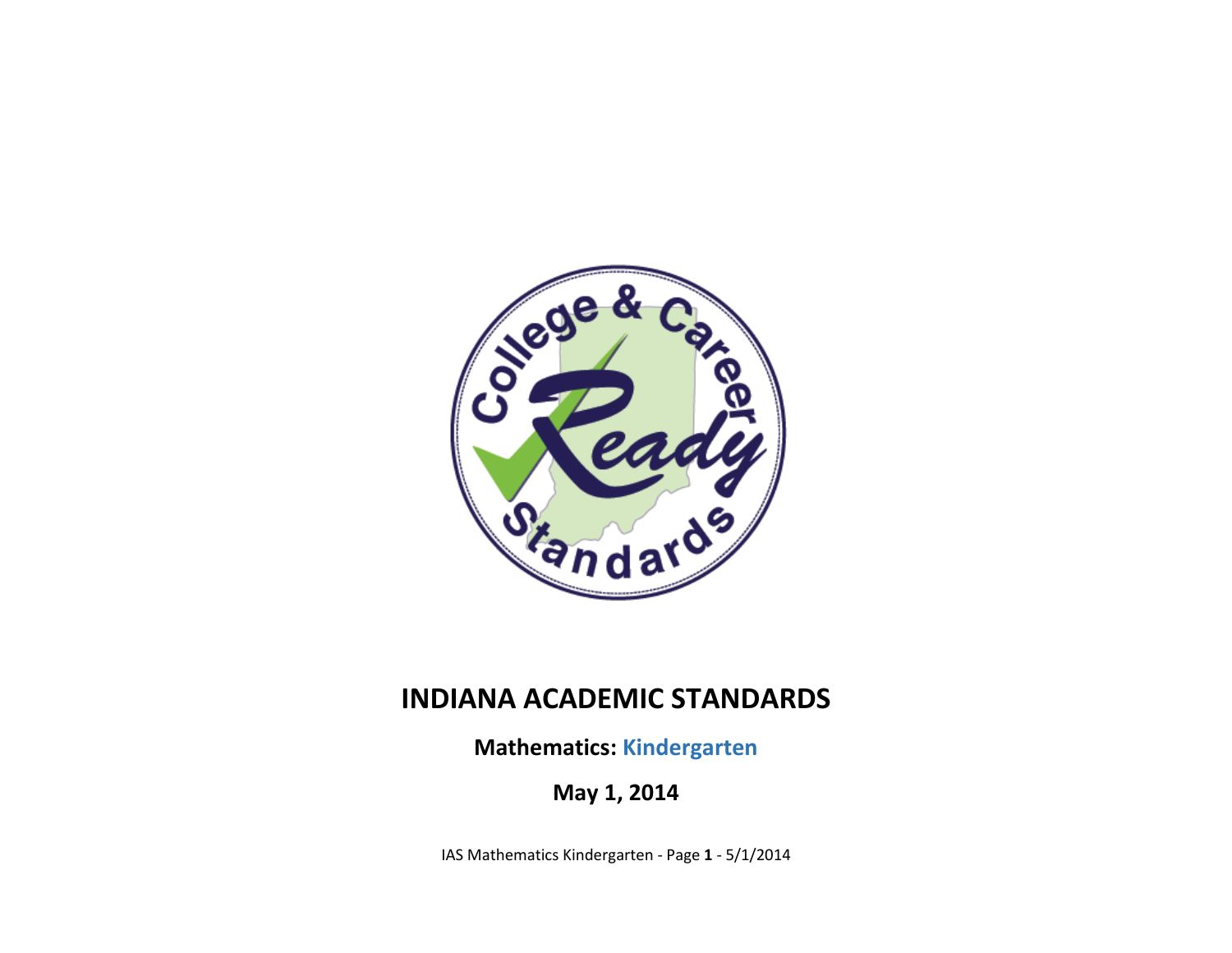# INDIANA ACADEMIC STANDARDS

**Mathematics: Kindergarten**

**May 1, 2014**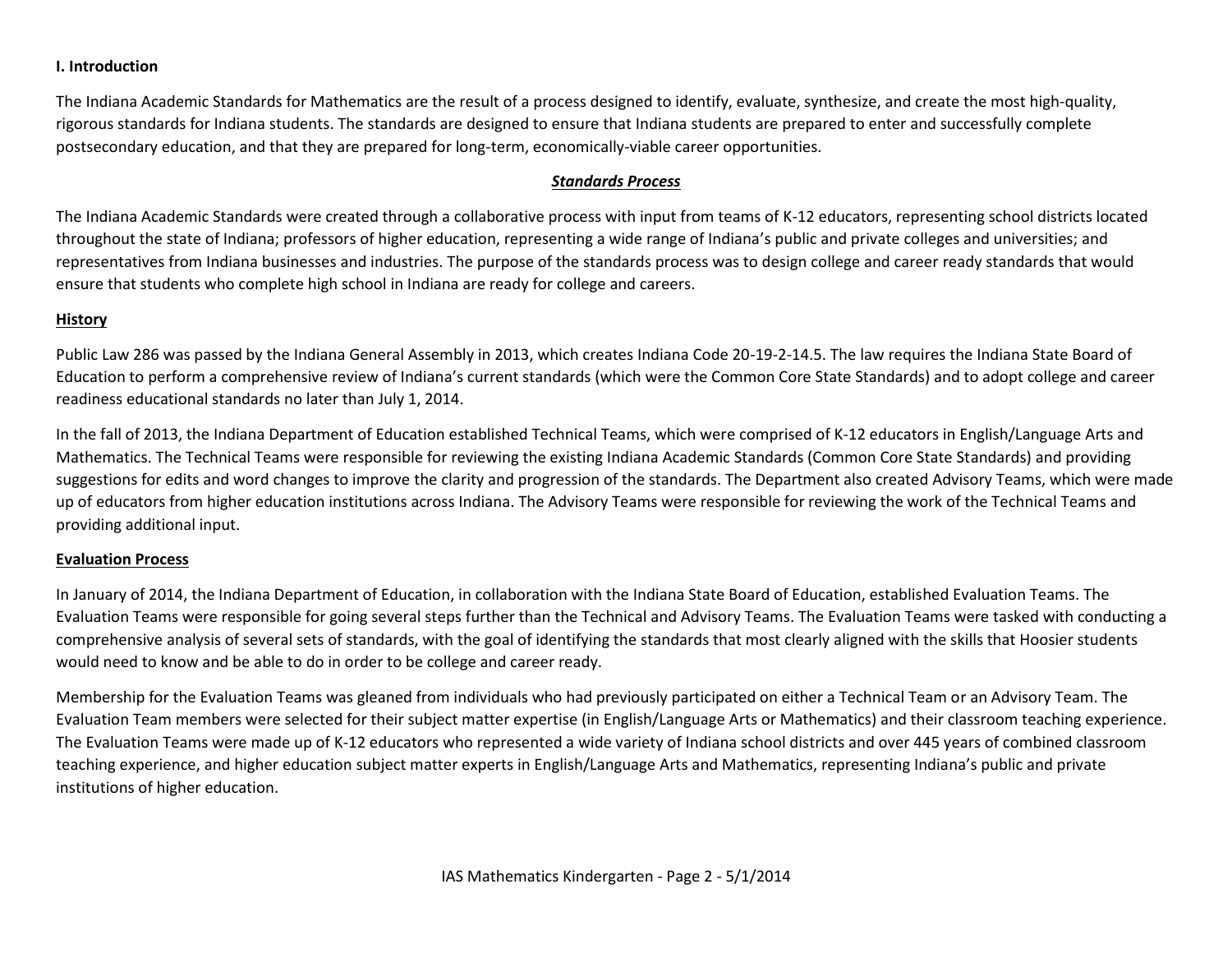**I. Introduction**

The Indiana Academic Standards for Mathematics are the result of a process designed to identify, evaluate, synthesize, and create the most high-quality, rigorous standards for Indiana students. The standards are designed to ensure that Indiana students are prepared to enter and successfully complete postsecondary education, and that they are prepared for long-term, economically-viable career opportunities.

***Standards Process***

The Indiana Academic Standards were created through a collaborative process with input from teams of K-12 educators, representing school districts located throughout the state of Indiana; professors of higher education, representing a wide range of Indiana's public and private colleges and universities; and representatives from Indiana businesses and industries. The purpose of the standards process was to design college and career ready standards that would ensure that students who complete high school in Indiana are ready for college and careers.

**History**

Public Law 286 was passed by the Indiana General Assembly in 2013, which creates Indiana Code 20-19-2-14.5. The law requires the Indiana State Board of Education to perform a comprehensive review of Indiana's current standards (which were the Common Core State Standards) and to adopt college and career readiness educational standards no later than July 1, 2014.

In the fall of 2013, the Indiana Department of Education established Technical Teams, which were comprised of K-12 educators in English/Language Arts and Mathematics. The Technical Teams were responsible for reviewing the existing Indiana Academic Standards (Common Core State Standards) and providing suggestions for edits and word changes to improve the clarity and progression of the standards. The Department also created Advisory Teams, which were made up of educators from higher education institutions across Indiana. The Advisory Teams were responsible for reviewing the work of the Technical Teams and providing additional input.

**Evaluation Process**

In January of 2014, the Indiana Department of Education, in collaboration with the Indiana State Board of Education, established Evaluation Teams. The Evaluation Teams were responsible for going several steps further than the Technical and Advisory Teams. The Evaluation Teams were tasked with conducting a comprehensive analysis of several sets of standards, with the goal of identifying the standards that most clearly aligned with the skills that Hoosier students would need to know and be able to do in order to be college and career ready.

Membership for the Evaluation Teams was gleaned from individuals who had previously participated on either a Technical Team or an Advisory Team. The Evaluation Team members were selected for their subject matter expertise (in English/Language Arts or Mathematics) and their classroom teaching experience. The Evaluation Teams were made up of K-12 educators who represented a wide variety of Indiana school districts and over 445 years of combined classroom teaching experience, and higher education subject matter experts in English/Language Arts and Mathematics, representing Indiana's public and private institutions of higher education.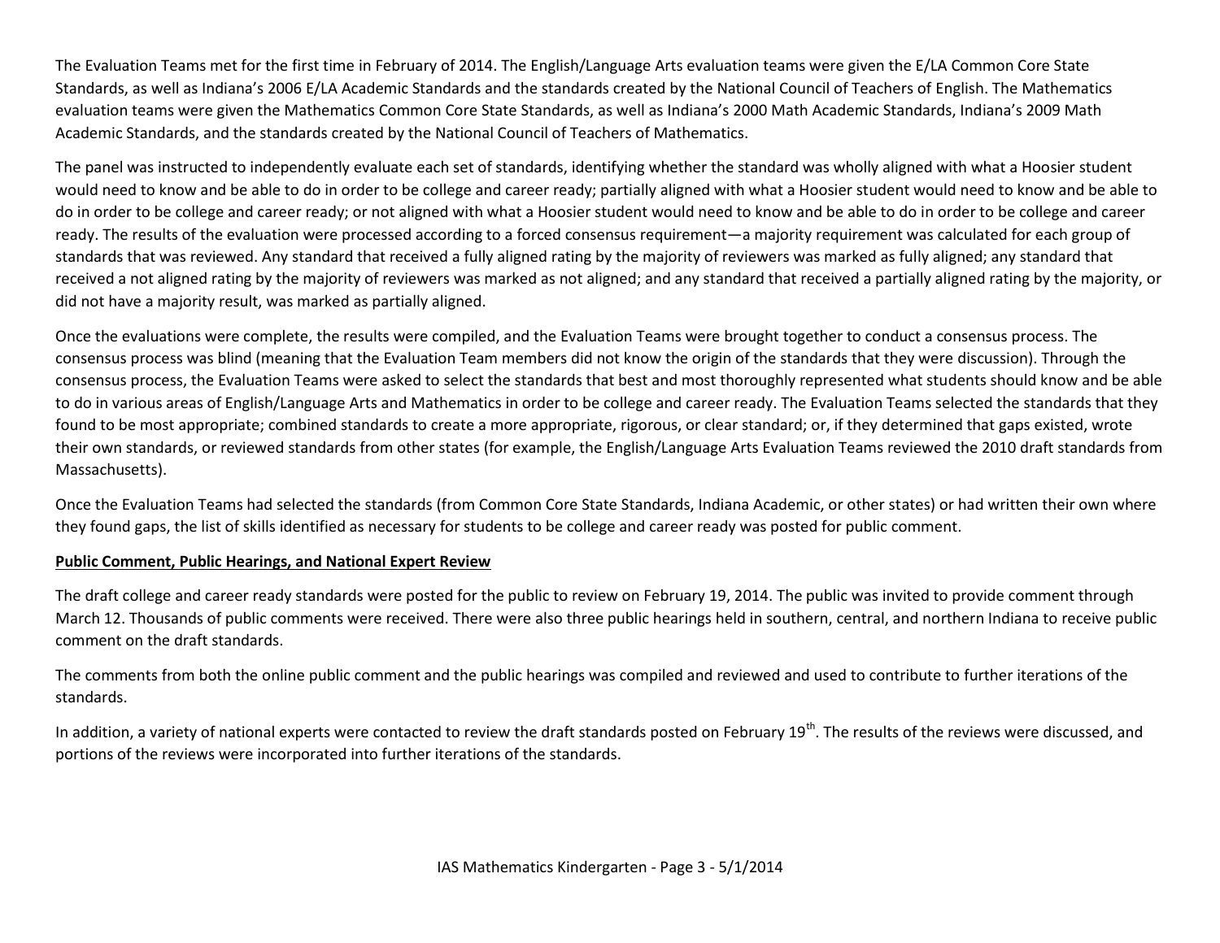The Evaluation Teams met for the first time in February of 2014. The English/Language Arts evaluation teams were given the E/LA Common Core State Standards, as well as Indiana's 2006 E/LA Academic Standards and the standards created by the National Council of Teachers of English. The Mathematics evaluation teams were given the Mathematics Common Core State Standards, as well as Indiana's 2000 Math Academic Standards, Indiana's 2009 Math Academic Standards, and the standards created by the National Council of Teachers of Mathematics.

The panel was instructed to independently evaluate each set of standards, identifying whether the standard was wholly aligned with what a Hoosier student would need to know and be able to do in order to be college and career ready; partially aligned with what a Hoosier student would need to know and be able to do in order to be college and career ready; or not aligned with what a Hoosier student would need to know and be able to do in order to be college and career ready. The results of the evaluation were processed according to a forced consensus requirement—a majority requirement was calculated for each group of standards that was reviewed. Any standard that received a fully aligned rating by the majority of reviewers was marked as fully aligned; any standard that received a not aligned rating by the majority of reviewers was marked as not aligned; and any standard that received a partially aligned rating by the majority, or did not have a majority result, was marked as partially aligned.

Once the evaluations were complete, the results were compiled, and the Evaluation Teams were brought together to conduct a consensus process. The consensus process was blind (meaning that the Evaluation Team members did not know the origin of the standards that they were discussion). Through the consensus process, the Evaluation Teams were asked to select the standards that best and most thoroughly represented what students should know and be able to do in various areas of English/Language Arts and Mathematics in order to be college and career ready. The Evaluation Teams selected the standards that they found to be most appropriate; combined standards to create a more appropriate, rigorous, or clear standard; or, if they determined that gaps existed, wrote their own standards, or reviewed standards from other states (for example, the English/Language Arts Evaluation Teams reviewed the 2010 draft standards from Massachusetts).

Once the Evaluation Teams had selected the standards (from Common Core State Standards, Indiana Academic, or other states) or had written their own where they found gaps, the list of skills identified as necessary for students to be college and career ready was posted for public comment.

**Public Comment, Public Hearings, and National Expert Review**

The draft college and career ready standards were posted for the public to review on February 19, 2014. The public was invited to provide comment through March 12. Thousands of public comments were received. There were also three public hearings held in southern, central, and northern Indiana to receive public comment on the draft standards.

The comments from both the online public comment and the public hearings was compiled and reviewed and used to contribute to further iterations of the standards.

In addition, a variety of national experts were contacted to review the draft standards posted on February 19th. The results of the reviews were discussed, and portions of the reviews were incorporated into further iterations of the standards.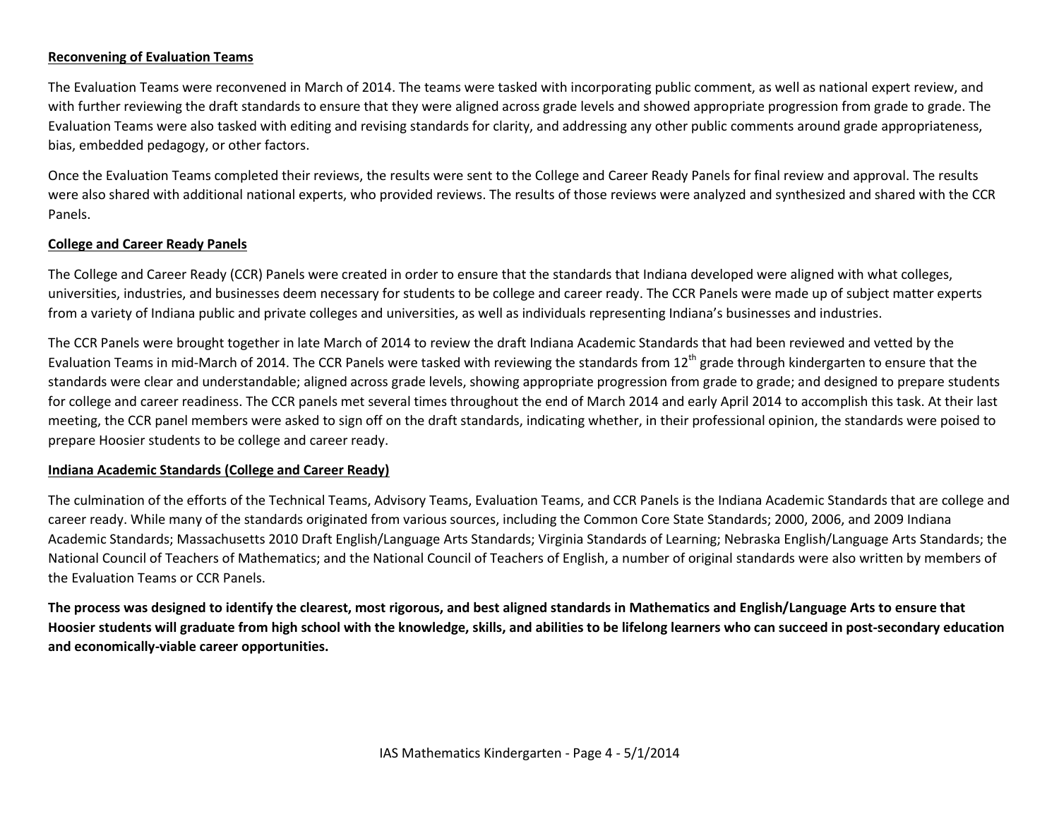## Reconvening of Evaluation Teams

The Evaluation Teams were reconvened in March of 2014. The teams were tasked with incorporating public comment, as well as national expert review, and with further reviewing the draft standards to ensure that they were aligned across grade levels and showed appropriate progression from grade to grade. The Evaluation Teams were also tasked with editing and revising standards for clarity, and addressing any other public comments around grade appropriateness, bias, embedded pedagogy, or other factors.

Once the Evaluation Teams completed their reviews, the results were sent to the College and Career Ready Panels for final review and approval. The results were also shared with additional national experts, who provided reviews. The results of those reviews were analyzed and synthesized and shared with the CCR Panels.

## College and Career Ready Panels

The College and Career Ready (CCR) Panels were created in order to ensure that the standards that Indiana developed were aligned with what colleges, universities, industries, and businesses deem necessary for students to be college and career ready. The CCR Panels were made up of subject matter experts from a variety of Indiana public and private colleges and universities, as well as individuals representing Indiana's businesses and industries.

The CCR Panels were brought together in late March of 2014 to review the draft Indiana Academic Standards that had been reviewed and vetted by the Evaluation Teams in mid-March of 2014. The CCR Panels were tasked with reviewing the standards from 12th grade through kindergarten to ensure that the standards were clear and understandable; aligned across grade levels, showing appropriate progression from grade to grade; and designed to prepare students for college and career readiness. The CCR panels met several times throughout the end of March 2014 and early April 2014 to accomplish this task. At their last meeting, the CCR panel members were asked to sign off on the draft standards, indicating whether, in their professional opinion, the standards were poised to prepare Hoosier students to be college and career ready.

## Indiana Academic Standards (College and Career Ready)

The culmination of the efforts of the Technical Teams, Advisory Teams, Evaluation Teams, and CCR Panels is the Indiana Academic Standards that are college and career ready. While many of the standards originated from various sources, including the Common Core State Standards; 2000, 2006, and 2009 Indiana Academic Standards; Massachusetts 2010 Draft English/Language Arts Standards; Virginia Standards of Learning; Nebraska English/Language Arts Standards; the National Council of Teachers of Mathematics; and the National Council of Teachers of English, a number of original standards were also written by members of the Evaluation Teams or CCR Panels.

**The process was designed to identify the clearest, most rigorous, and best aligned standards in Mathematics and English/Language Arts to ensure that Hoosier students will graduate from high school with the knowledge, skills, and abilities to be lifelong learners who can succeed in post-secondary education and economically-viable career opportunities.**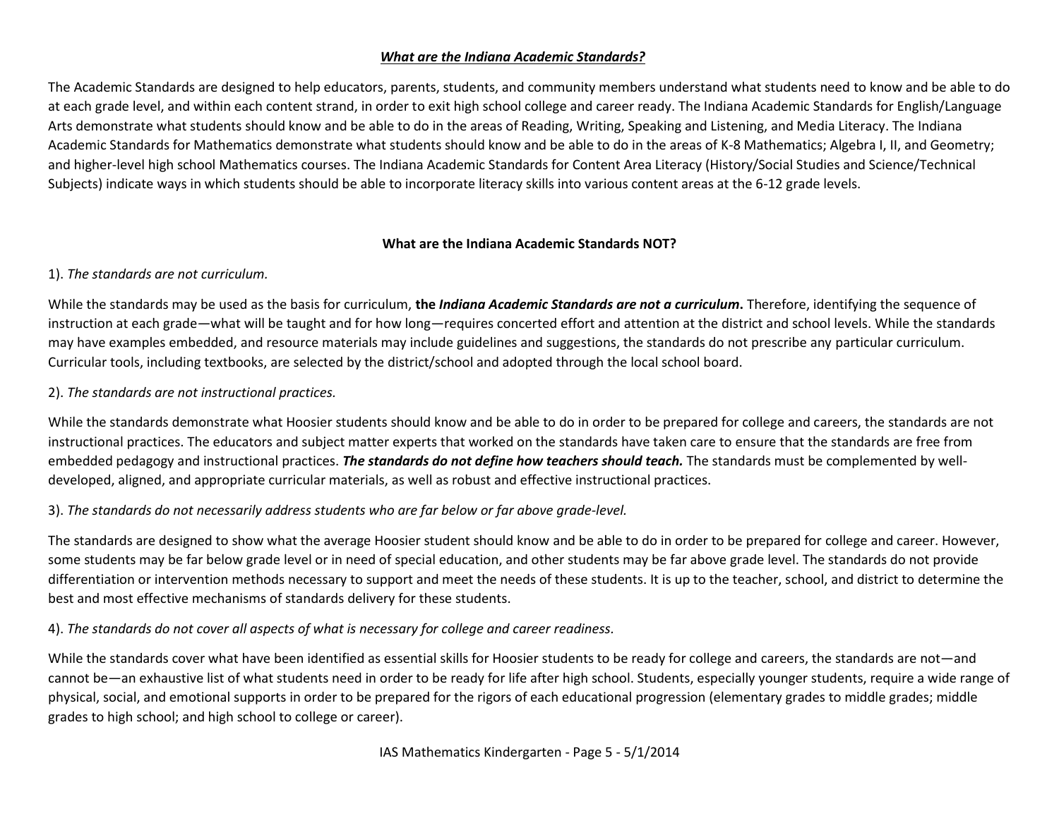## ***What are the Indiana Academic Standards?***

The Academic Standards are designed to help educators, parents, students, and community members understand what students need to know and be able to do at each grade level, and within each content strand, in order to exit high school college and career ready. The Indiana Academic Standards for English/Language Arts demonstrate what students should know and be able to do in the areas of Reading, Writing, Speaking and Listening, and Media Literacy. The Indiana Academic Standards for Mathematics demonstrate what students should know and be able to do in the areas of K-8 Mathematics; Algebra I, II, and Geometry; and higher-level high school Mathematics courses. The Indiana Academic Standards for Content Area Literacy (History/Social Studies and Science/Technical Subjects) indicate ways in which students should be able to incorporate literacy skills into various content areas at the 6-12 grade levels.

## **What are the Indiana Academic Standards NOT?**

1). *The standards are not curriculum.*

While the standards may be used as the basis for curriculum, **the *Indiana Academic Standards are not a curriculum*.** Therefore, identifying the sequence of instruction at each grade—what will be taught and for how long—requires concerted effort and attention at the district and school levels. While the standards may have examples embedded, and resource materials may include guidelines and suggestions, the standards do not prescribe any particular curriculum. Curricular tools, including textbooks, are selected by the district/school and adopted through the local school board.

2). *The standards are not instructional practices.*

While the standards demonstrate what Hoosier students should know and be able to do in order to be prepared for college and careers, the standards are not instructional practices. The educators and subject matter experts that worked on the standards have taken care to ensure that the standards are free from embedded pedagogy and instructional practices. ***The standards do not define how teachers should teach.*** The standards must be complemented by well-developed, aligned, and appropriate curricular materials, as well as robust and effective instructional practices.

3). *The standards do not necessarily address students who are far below or far above grade-level.*

The standards are designed to show what the average Hoosier student should know and be able to do in order to be prepared for college and career. However, some students may be far below grade level or in need of special education, and other students may be far above grade level. The standards do not provide differentiation or intervention methods necessary to support and meet the needs of these students. It is up to the teacher, school, and district to determine the best and most effective mechanisms of standards delivery for these students.

4). *The standards do not cover all aspects of what is necessary for college and career readiness.*

While the standards cover what have been identified as essential skills for Hoosier students to be ready for college and careers, the standards are not—and cannot be—an exhaustive list of what students need in order to be ready for life after high school. Students, especially younger students, require a wide range of physical, social, and emotional supports in order to be prepared for the rigors of each educational progression (elementary grades to middle grades; middle grades to high school; and high school to college or career).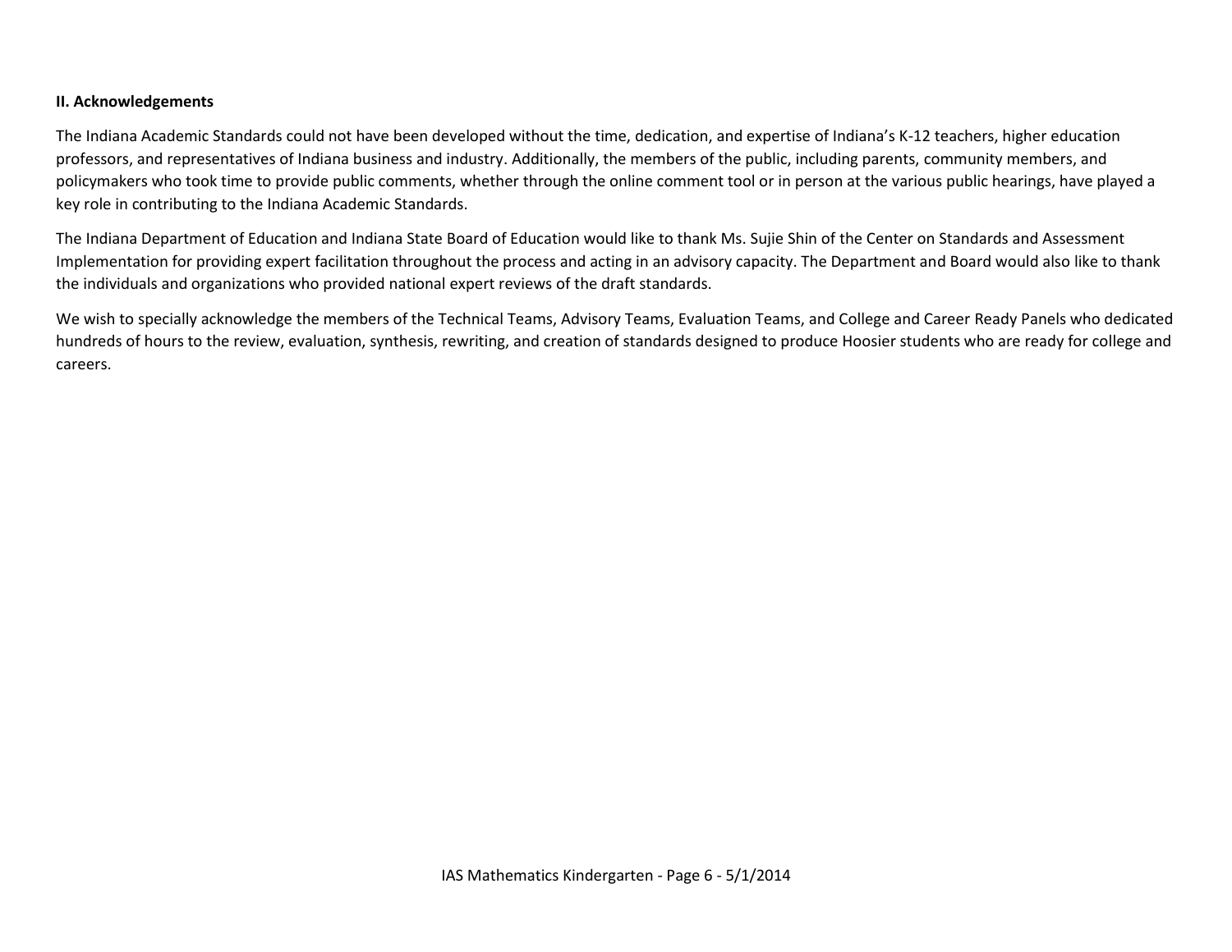## II. Acknowledgements

The Indiana Academic Standards could not have been developed without the time, dedication, and expertise of Indiana's K-12 teachers, higher education professors, and representatives of Indiana business and industry. Additionally, the members of the public, including parents, community members, and policymakers who took time to provide public comments, whether through the online comment tool or in person at the various public hearings, have played a key role in contributing to the Indiana Academic Standards.

The Indiana Department of Education and Indiana State Board of Education would like to thank Ms. Sujie Shin of the Center on Standards and Assessment Implementation for providing expert facilitation throughout the process and acting in an advisory capacity. The Department and Board would also like to thank the individuals and organizations who provided national expert reviews of the draft standards.

We wish to specially acknowledge the members of the Technical Teams, Advisory Teams, Evaluation Teams, and College and Career Ready Panels who dedicated hundreds of hours to the review, evaluation, synthesis, rewriting, and creation of standards designed to produce Hoosier students who are ready for college and careers.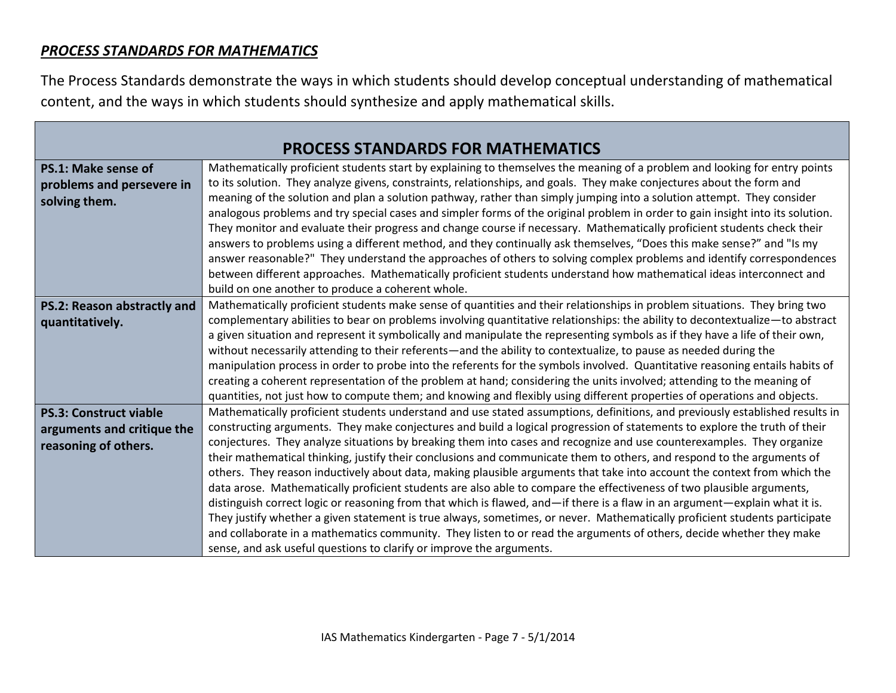***PROCESS STANDARDS FOR MATHEMATICS***

The Process Standards demonstrate the ways in which students should develop conceptual understanding of mathematical content, and the ways in which students should synthesize and apply mathematical skills.

| **PROCESS STANDARDS FOR MATHEMATICS** | |
|---|---|
| **PS.1: Make sense of problems and persevere in solving them.** | Mathematically proficient students start by explaining to themselves the meaning of a problem and looking for entry points to its solution. They analyze givens, constraints, relationships, and goals. They make conjectures about the form and meaning of the solution and plan a solution pathway, rather than simply jumping into a solution attempt. They consider analogous problems and try special cases and simpler forms of the original problem in order to gain insight into its solution. They monitor and evaluate their progress and change course if necessary. Mathematically proficient students check their answers to problems using a different method, and they continually ask themselves, "Does this make sense?" and "Is my answer reasonable?" They understand the approaches of others to solving complex problems and identify correspondences between different approaches. Mathematically proficient students understand how mathematical ideas interconnect and build on one another to produce a coherent whole. |
| **PS.2: Reason abstractly and quantitatively.** | Mathematically proficient students make sense of quantities and their relationships in problem situations. They bring two complementary abilities to bear on problems involving quantitative relationships: the ability to decontextualize—to abstract a given situation and represent it symbolically and manipulate the representing symbols as if they have a life of their own, without necessarily attending to their referents—and the ability to contextualize, to pause as needed during the manipulation process in order to probe into the referents for the symbols involved. Quantitative reasoning entails habits of creating a coherent representation of the problem at hand; considering the units involved; attending to the meaning of quantities, not just how to compute them; and knowing and flexibly using different properties of operations and objects. |
| **PS.3: Construct viable arguments and critique the reasoning of others.** | Mathematically proficient students understand and use stated assumptions, definitions, and previously established results in constructing arguments. They make conjectures and build a logical progression of statements to explore the truth of their conjectures. They analyze situations by breaking them into cases and recognize and use counterexamples. They organize their mathematical thinking, justify their conclusions and communicate them to others, and respond to the arguments of others. They reason inductively about data, making plausible arguments that take into account the context from which the data arose. Mathematically proficient students are also able to compare the effectiveness of two plausible arguments, distinguish correct logic or reasoning from that which is flawed, and—if there is a flaw in an argument—explain what it is. They justify whether a given statement is true always, sometimes, or never. Mathematically proficient students participate and collaborate in a mathematics community. They listen to or read the arguments of others, decide whether they make sense, and ask useful questions to clarify or improve the arguments. |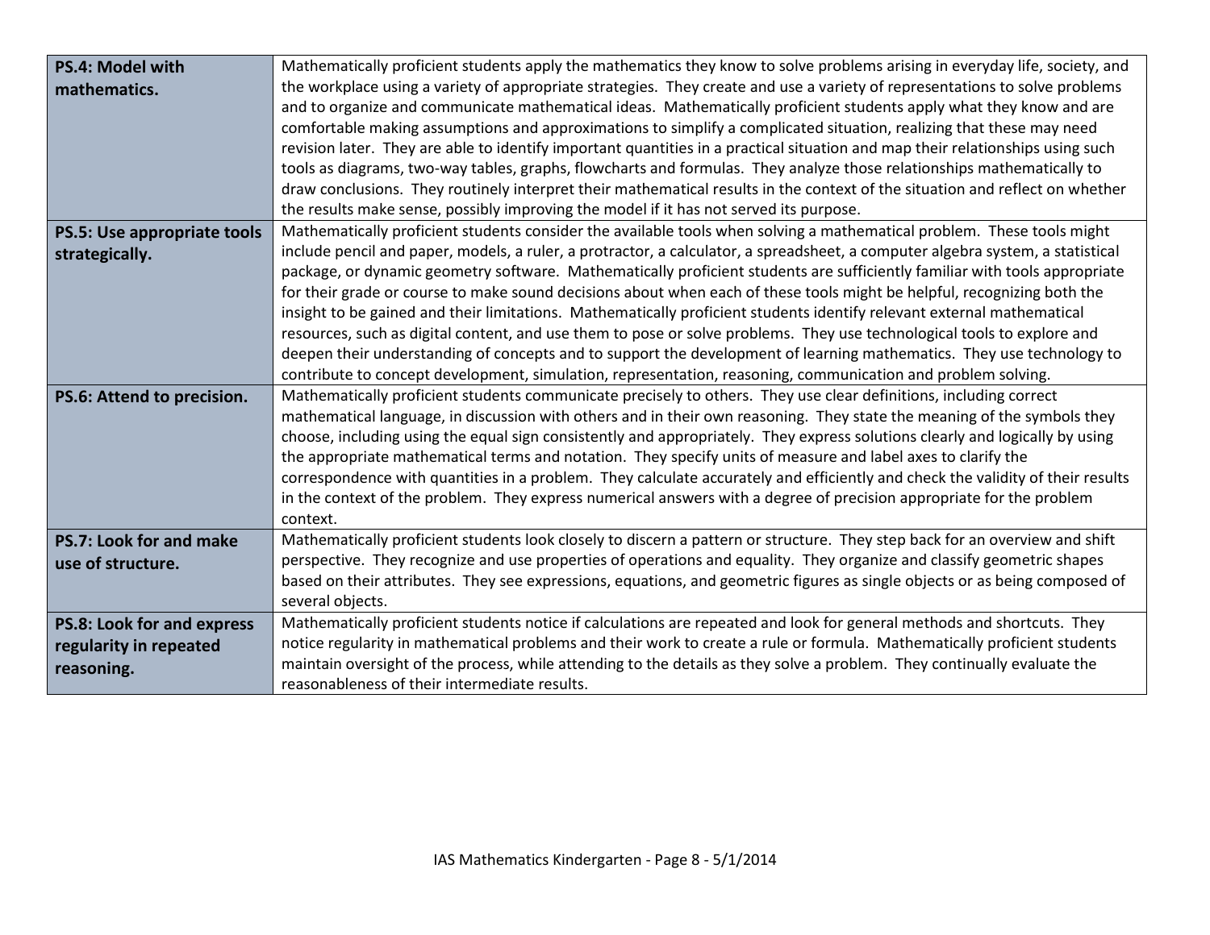| | |
|---|---|
| **PS.4: Model with mathematics.** | Mathematically proficient students apply the mathematics they know to solve problems arising in everyday life, society, and the workplace using a variety of appropriate strategies. They create and use a variety of representations to solve problems and to organize and communicate mathematical ideas. Mathematically proficient students apply what they know and are comfortable making assumptions and approximations to simplify a complicated situation, realizing that these may need revision later. They are able to identify important quantities in a practical situation and map their relationships using such tools as diagrams, two-way tables, graphs, flowcharts and formulas. They analyze those relationships mathematically to draw conclusions. They routinely interpret their mathematical results in the context of the situation and reflect on whether the results make sense, possibly improving the model if it has not served its purpose. |
| **PS.5: Use appropriate tools strategically.** | Mathematically proficient students consider the available tools when solving a mathematical problem. These tools might include pencil and paper, models, a ruler, a protractor, a calculator, a spreadsheet, a computer algebra system, a statistical package, or dynamic geometry software. Mathematically proficient students are sufficiently familiar with tools appropriate for their grade or course to make sound decisions about when each of these tools might be helpful, recognizing both the insight to be gained and their limitations. Mathematically proficient students identify relevant external mathematical resources, such as digital content, and use them to pose or solve problems. They use technological tools to explore and deepen their understanding of concepts and to support the development of learning mathematics. They use technology to contribute to concept development, simulation, representation, reasoning, communication and problem solving. |
| **PS.6: Attend to precision.** | Mathematically proficient students communicate precisely to others. They use clear definitions, including correct mathematical language, in discussion with others and in their own reasoning. They state the meaning of the symbols they choose, including using the equal sign consistently and appropriately. They express solutions clearly and logically by using the appropriate mathematical terms and notation. They specify units of measure and label axes to clarify the correspondence with quantities in a problem. They calculate accurately and efficiently and check the validity of their results in the context of the problem. They express numerical answers with a degree of precision appropriate for the problem context. |
| **PS.7: Look for and make use of structure.** | Mathematically proficient students look closely to discern a pattern or structure. They step back for an overview and shift perspective. They recognize and use properties of operations and equality. They organize and classify geometric shapes based on their attributes. They see expressions, equations, and geometric figures as single objects or as being composed of several objects. |
| **PS.8: Look for and express regularity in repeated reasoning.** | Mathematically proficient students notice if calculations are repeated and look for general methods and shortcuts. They notice regularity in mathematical problems and their work to create a rule or formula. Mathematically proficient students maintain oversight of the process, while attending to the details as they solve a problem. They continually evaluate the reasonableness of their intermediate results. |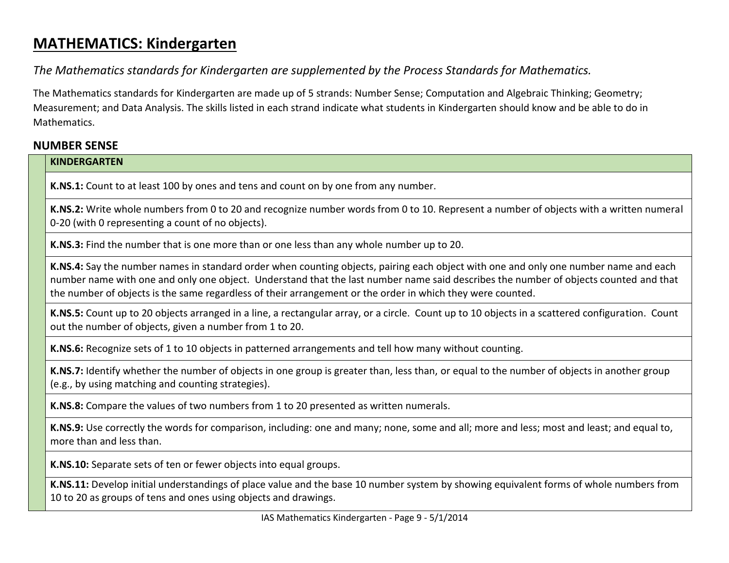# MATHEMATICS: Kindergarten

*The Mathematics standards for Kindergarten are supplemented by the Process Standards for Mathematics.*

The Mathematics standards for Kindergarten are made up of 5 strands: Number Sense; Computation and Algebraic Thinking; Geometry; Measurement; and Data Analysis. The skills listed in each strand indicate what students in Kindergarten should know and be able to do in Mathematics.

## NUMBER SENSE

| KINDERGARTEN |
|---|
| **K.NS.1:** Count to at least 100 by ones and tens and count on by one from any number. |
| **K.NS.2:** Write whole numbers from 0 to 20 and recognize number words from 0 to 10. Represent a number of objects with a written numeral 0-20 (with 0 representing a count of no objects). |
| **K.NS.3:** Find the number that is one more than or one less than any whole number up to 20. |
| **K.NS.4:** Say the number names in standard order when counting objects, pairing each object with one and only one number name and each number name with one and only one object. Understand that the last number name said describes the number of objects counted and that the number of objects is the same regardless of their arrangement or the order in which they were counted. |
| **K.NS.5:** Count up to 20 objects arranged in a line, a rectangular array, or a circle. Count up to 10 objects in a scattered configuration. Count out the number of objects, given a number from 1 to 20. |
| **K.NS.6:** Recognize sets of 1 to 10 objects in patterned arrangements and tell how many without counting. |
| **K.NS.7:** Identify whether the number of objects in one group is greater than, less than, or equal to the number of objects in another group (e.g., by using matching and counting strategies). |
| **K.NS.8:** Compare the values of two numbers from 1 to 20 presented as written numerals. |
| **K.NS.9:** Use correctly the words for comparison, including: one and many; none, some and all; more and less; most and least; and equal to, more than and less than. |
| **K.NS.10:** Separate sets of ten or fewer objects into equal groups. |
| **K.NS.11:** Develop initial understandings of place value and the base 10 number system by showing equivalent forms of whole numbers from 10 to 20 as groups of tens and ones using objects and drawings. |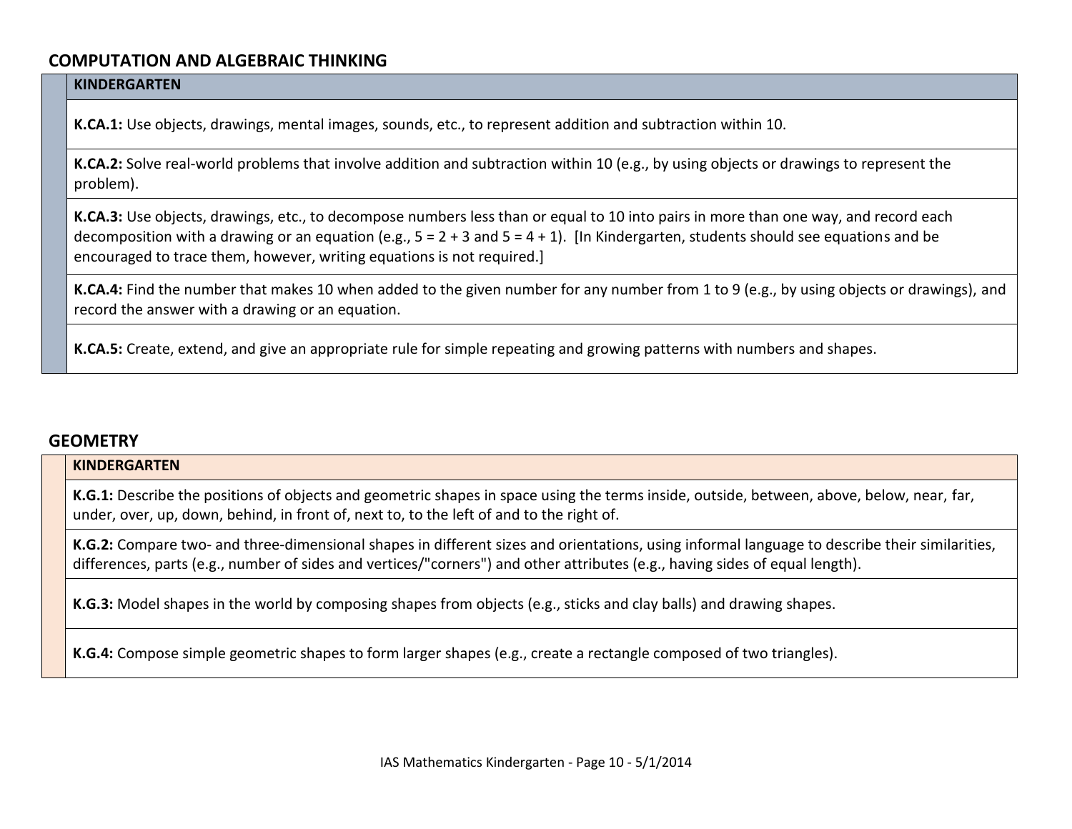## COMPUTATION AND ALGEBRAIC THINKING

| KINDERGARTEN |
| --- |
| **K.CA.1:** Use objects, drawings, mental images, sounds, etc., to represent addition and subtraction within 10. |
| **K.CA.2:** Solve real-world problems that involve addition and subtraction within 10 (e.g., by using objects or drawings to represent the problem). |
| **K.CA.3:** Use objects, drawings, etc., to decompose numbers less than or equal to 10 into pairs in more than one way, and record each decomposition with a drawing or an equation (e.g., $5 = 2 + 3$ and $5 = 4 + 1$). [In Kindergarten, students should see equations and be encouraged to trace them, however, writing equations is not required.] |
| **K.CA.4:** Find the number that makes 10 when added to the given number for any number from 1 to 9 (e.g., by using objects or drawings), and record the answer with a drawing or an equation. |
| **K.CA.5:** Create, extend, and give an appropriate rule for simple repeating and growing patterns with numbers and shapes. |

## GEOMETRY

| KINDERGARTEN |
| --- |
| **K.G.1:** Describe the positions of objects and geometric shapes in space using the terms inside, outside, between, above, below, near, far, under, over, up, down, behind, in front of, next to, to the left of and to the right of. |
| **K.G.2:** Compare two- and three-dimensional shapes in different sizes and orientations, using informal language to describe their similarities, differences, parts (e.g., number of sides and vertices/"corners") and other attributes (e.g., having sides of equal length). |
| **K.G.3:** Model shapes in the world by composing shapes from objects (e.g., sticks and clay balls) and drawing shapes. |
| **K.G.4:** Compose simple geometric shapes to form larger shapes (e.g., create a rectangle composed of two triangles). |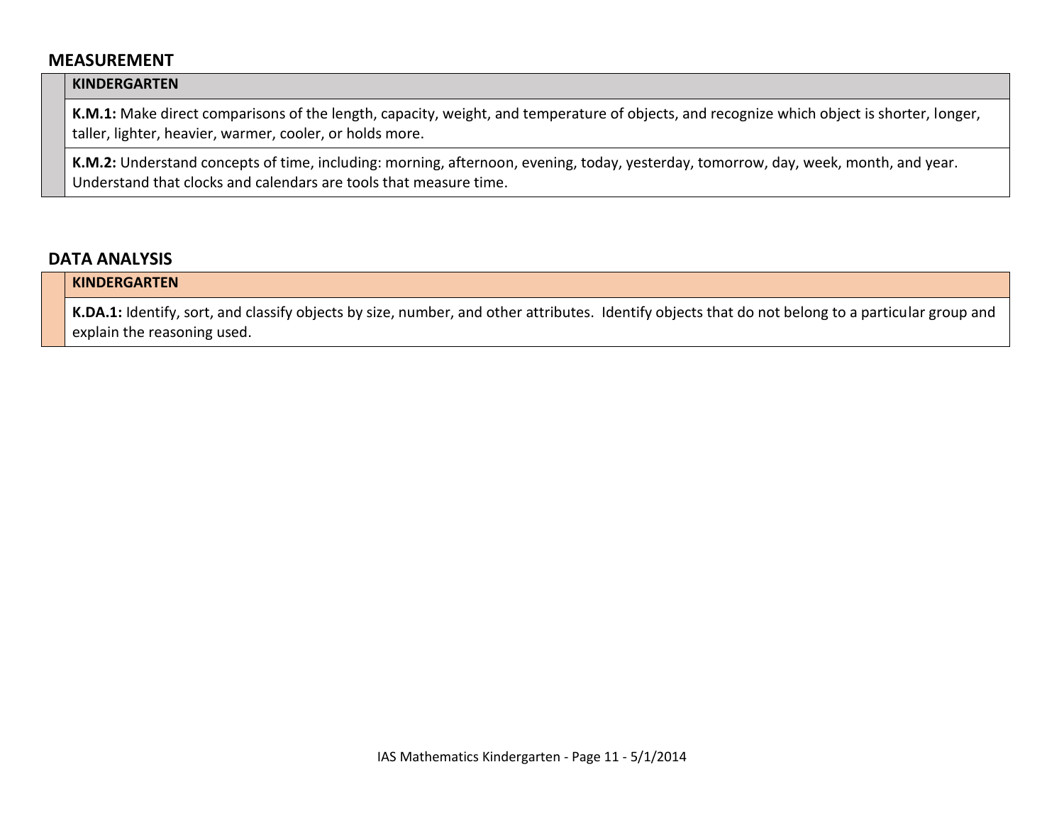## MEASUREMENT

| KINDERGARTEN |
| --- |
| **K.M.1:** Make direct comparisons of the length, capacity, weight, and temperature of objects, and recognize which object is shorter, longer, taller, lighter, heavier, warmer, cooler, or holds more. |
| **K.M.2:** Understand concepts of time, including: morning, afternoon, evening, today, yesterday, tomorrow, day, week, month, and year. Understand that clocks and calendars are tools that measure time. |

## DATA ANALYSIS

| KINDERGARTEN |
| --- |
| **K.DA.1:** Identify, sort, and classify objects by size, number, and other attributes. Identify objects that do not belong to a particular group and explain the reasoning used. |